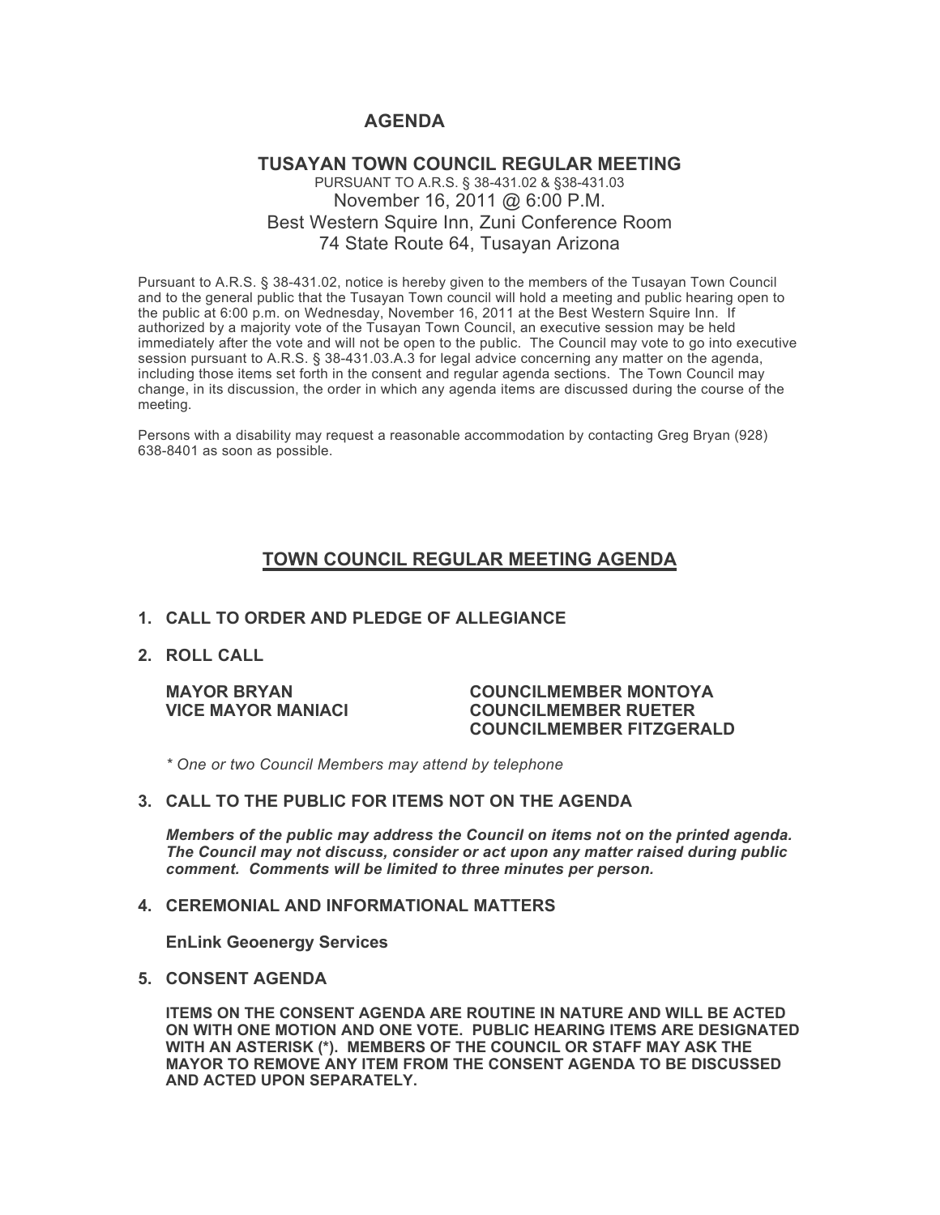# AGENDA

## TUSAYAN TOWN COUNCIL REGULAR MEETING

PURSUANT TO A.R.S. § 38-431.02 & §38-431.03

November 16, 2011 @ 6:00 P.M.

Best Western Squire Inn, Zuni Conference Room

74 State Route 64, Tusayan Arizona

Pursuant to A.R.S. § 38-431.02, notice is hereby given to the members of the Tusayan Town Council and to the general public that the Tusayan Town council will hold a meeting and public hearing open to the public at 6:00 p.m. on Wednesday, November 16, 2011 at the Best Western Squire Inn. If authorized by a majority vote of the Tusayan Town Council, an executive session may be held immediately after the vote and will not be open to the public. The Council may vote to go into executive session pursuant to A.R.S. § 38-431.03.A.3 for legal advice concerning any matter on the agenda, including those items set forth in the consent and regular agenda sections. The Town Council may change, in its discussion, the order in which any agenda items are discussed during the course of the meeting.

Persons with a disability may request a reasonable accommodation by contacting Greg Bryan (928) 638-8401 as soon as possible.

## TOWN COUNCIL REGULAR MEETING AGENDA

1. **CALL TO ORDER AND PLEDGE OF ALLEGIANCE**

2. **ROLL CALL**

   **MAYOR BRYAN**
   **VICE MAYOR MANIACI**
   **COUNCILMEMBER MONTOYA**
   **COUNCILMEMBER RUETER**
   **COUNCILMEMBER FITZGERALD**

   *\* One or two Council Members may attend by telephone*

3. **CALL TO THE PUBLIC FOR ITEMS NOT ON THE AGENDA**

   ***Members of the public may address the Council on items not on the printed agenda. The Council may not discuss, consider or act upon any matter raised during public comment. Comments will be limited to three minutes per person.***

4. **CEREMONIAL AND INFORMATIONAL MATTERS**

   **EnLink Geoenergy Services**

5. **CONSENT AGENDA**

   **ITEMS ON THE CONSENT AGENDA ARE ROUTINE IN NATURE AND WILL BE ACTED ON WITH ONE MOTION AND ONE VOTE. PUBLIC HEARING ITEMS ARE DESIGNATED WITH AN ASTERISK (*). MEMBERS OF THE COUNCIL OR STAFF MAY ASK THE MAYOR TO REMOVE ANY ITEM FROM THE CONSENT AGENDA TO BE DISCUSSED AND ACTED UPON SEPARATELY.**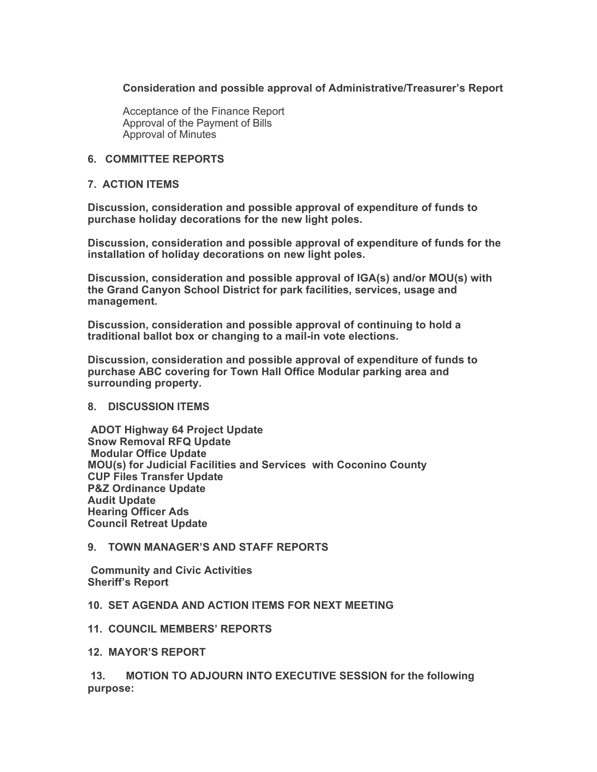**Consideration and possible approval of Administrative/Treasurer's Report**

Acceptance of the Finance Report
Approval of the Payment of Bills
Approval of Minutes

**6. COMMITTEE REPORTS**

**7. ACTION ITEMS**

**Discussion, consideration and possible approval of expenditure of funds to purchase holiday decorations for the new light poles.**

**Discussion, consideration and possible approval of expenditure of funds for the installation of holiday decorations on new light poles.**

**Discussion, consideration and possible approval of IGA(s) and/or MOU(s) with the Grand Canyon School District for park facilities, services, usage and management.**

**Discussion, consideration and possible approval of continuing to hold a traditional ballot box or changing to a mail-in vote elections.**

**Discussion, consideration and possible approval of expenditure of funds to purchase ABC covering for Town Hall Office Modular parking area and surrounding property.**

**8. DISCUSSION ITEMS**

**ADOT Highway 64 Project Update**
**Snow Removal RFQ Update**
**Modular Office Update**
**MOU(s) for Judicial Facilities and Services with Coconino County**
**CUP Files Transfer Update**
**P&Z Ordinance Update**
**Audit Update**
**Hearing Officer Ads**
**Council Retreat Update**

**9. TOWN MANAGER'S AND STAFF REPORTS**

**Community and Civic Activities**
**Sheriff's Report**

**10. SET AGENDA AND ACTION ITEMS FOR NEXT MEETING**

**11. COUNCIL MEMBERS' REPORTS**

**12. MAYOR'S REPORT**

**13. MOTION TO ADJOURN INTO EXECUTIVE SESSION for the following purpose:**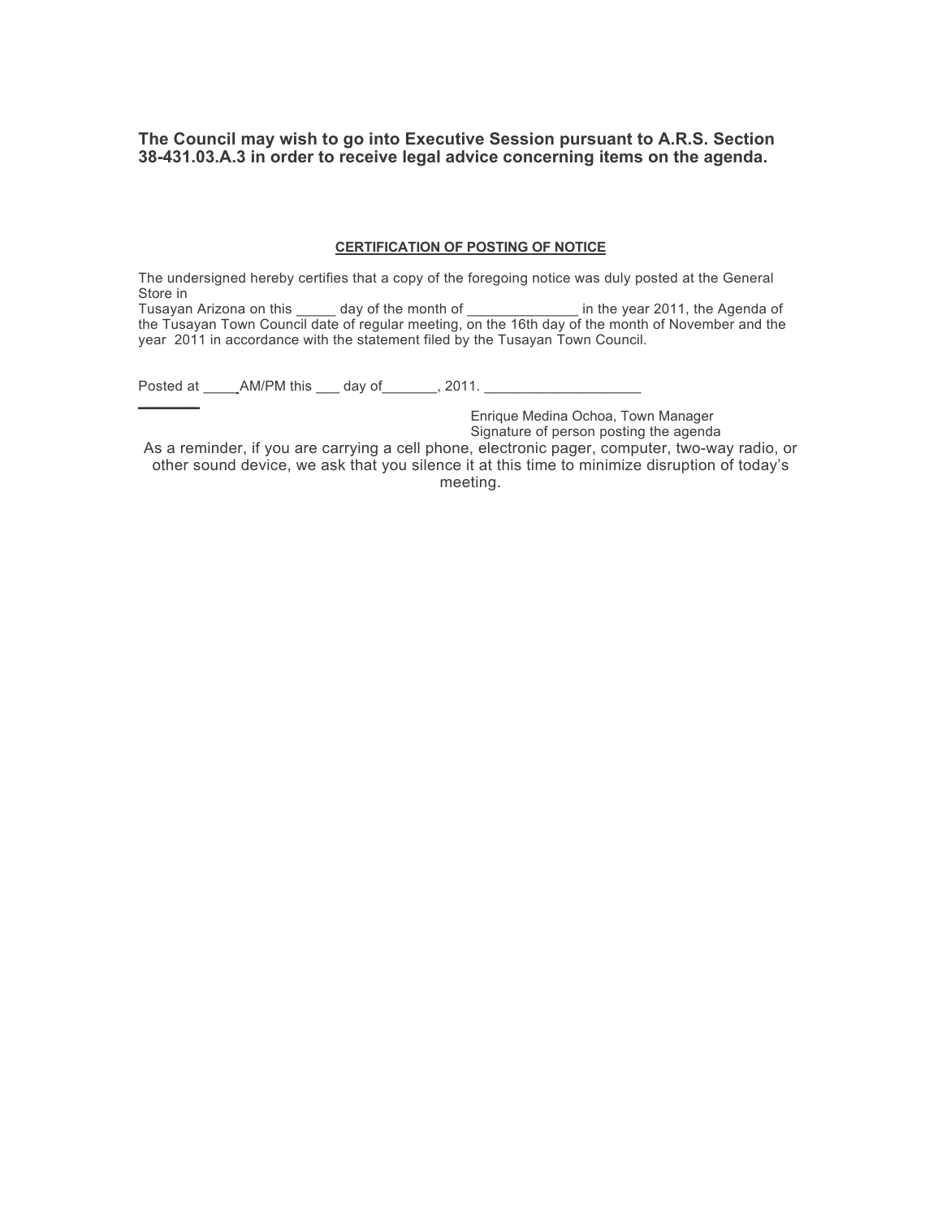**The Council may wish to go into Executive Session pursuant to A.R.S. Section 38-431.03.A.3 in order to receive legal advice concerning items on the agenda.**

**CERTIFICATION OF POSTING OF NOTICE**

The undersigned hereby certifies that a copy of the foregoing notice was duly posted at the General Store in
Tusayan Arizona on this _____ day of the month of ______________ in the year 2011, the Agenda of the Tusayan Town Council date of regular meeting, on the 16th day of the month of November and the year 2011 in accordance with the statement filed by the Tusayan Town Council.

Posted at _____AM/PM this ___ day of_______, 2011. ____________________________

Enrique Medina Ochoa, Town Manager
Signature of person posting the agenda

As a reminder, if you are carrying a cell phone, electronic pager, computer, two-way radio, or other sound device, we ask that you silence it at this time to minimize disruption of today's meeting.